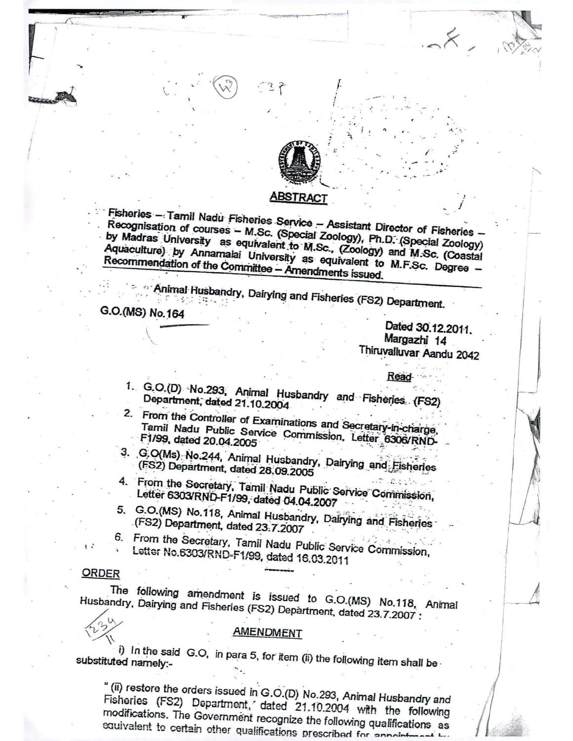## ABSTRACT

Fisheries – Tamil Nadu Fisheries Service – Assistant Director of Fisheries – Recognisation of courses – M.Sc. (Special Zoology), Ph.D. (Special Zoology) by Madras University as equivalent to M.Sc., (Zoology) and M.Sc. (Coastal Aquaculture) by Annamalai University as equivalent to M.F.Sc. Degree – Recommendation of the Committee – Amendments issued.

---

Animal Husbandry, Dairying and Fisheries (FS2) Department.

**G.O.(MS) No.164**

Dated 30.12.2011.
Margazhi 14
Thiruvalluvar Aandu 2042

**Read**

1. G.O.(D) No.293, Animal Husbandry and Fisheries (FS2) Department, dated 21.10.2004
2. From the Controller of Examinations and Secretary-in-charge, Tamil Nadu Public Service Commission, Letter 6306/RND-F1/99, dated 20.04.2005
3. G.O(Ms) No.244, Animal Husbandry, Dairying and Fisheries (FS2) Department, dated 28.09.2005
4. From the Secretary, Tamil Nadu Public Service Commission, Letter 6303/RND-F1/99, dated 04.04.2007
5. G.O.(MS) No.118, Animal Husbandry, Dairying and Fisheries (FS2) Department, dated 23.7.2007
6. From the Secretary, Tamil Nadu Public Service Commission, Letter No.6303/RND-F1/99, dated 16.03.2011

**ORDER**

The following amendment is issued to G.O.(MS) No.118, Animal Husbandry, Dairying and Fisheries (FS2) Department, dated 23.7.2007 :

**AMENDMENT**

i) In the said G.O, in para 5, for item (ii) the following item shall be substituted namely:-

" (ii) restore the orders issued in G.O.(D) No.293, Animal Husbandry and Fisheries (FS2) Department, dated 21.10.2004 with the following modifications. The Government recognize the following qualifications as equivalent to certain other qualifications prescribed for appointment by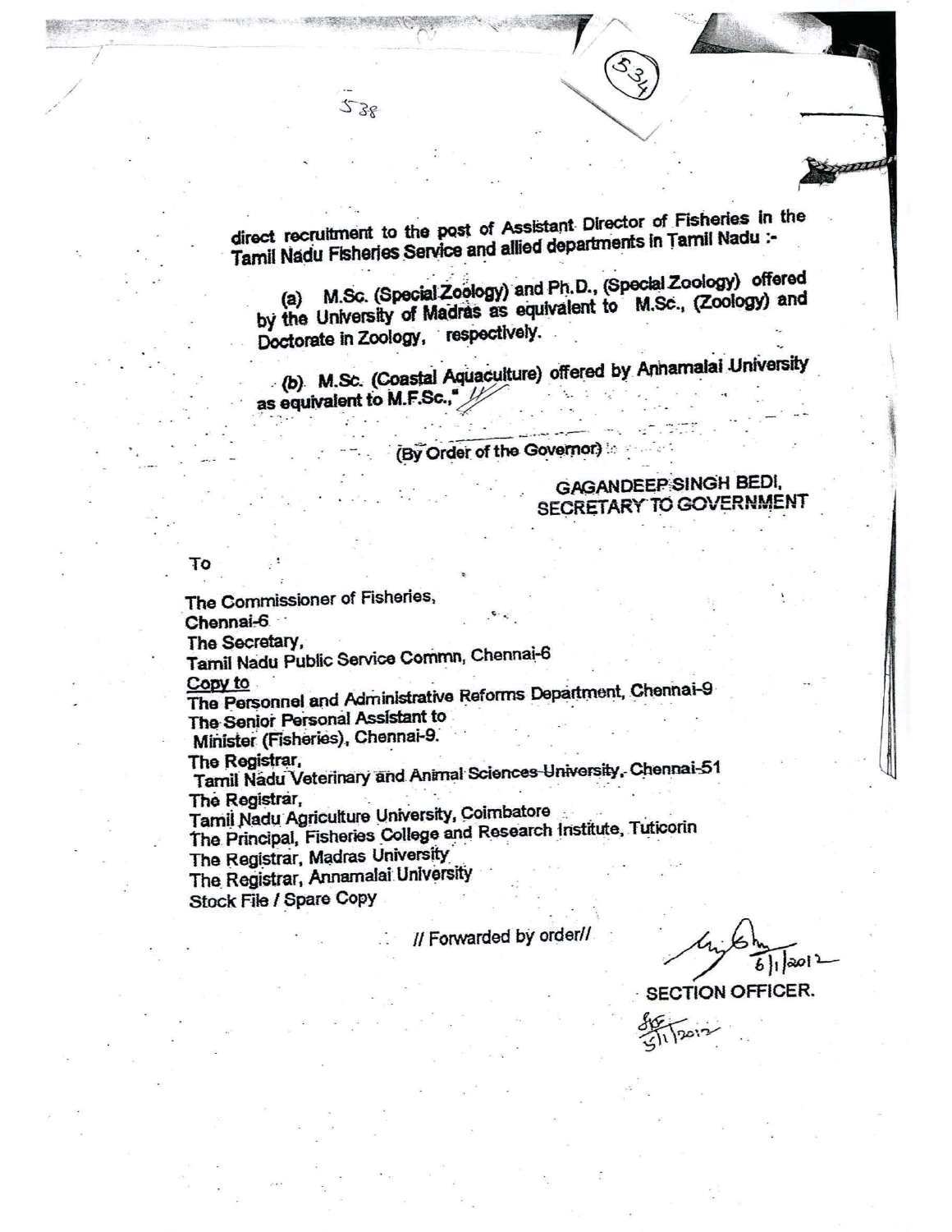direct recruitment to the post of Assistant Director of Fisheries in the Tamil Nadu Fisheries Service and allied departments in Tamil Nadu :-

(a) M.Sc. (Special Zoology) and Ph.D., (Special Zoology) offered by the University of Madras as equivalent to M.Sc., (Zoology) and Doctorate in Zoology, respectively.

(b) M.Sc. (Coastal Aquaculture) offered by Annamalai University as equivalent to M.F.Sc.," //

(By Order of the Governor)

GAGANDEEP SINGH BEDI,
SECRETARY TO GOVERNMENT

To

The Commissioner of Fisheries,
Chennai-6
The Secretary,
Tamil Nadu Public Service Commn, Chennai-6

Copy to
The Personnel and Administrative Reforms Department, Chennai-9
The Senior Personal Assistant to
Minister (Fisheries), Chennai-9.
The Registrar,
Tamil Nadu Veterinary and Animal Sciences University, Chennai-51
The Registrar,
Tamil Nadu Agriculture University, Coimbatore
The Principal, Fisheries College and Research Institute, Tuticorin
The Registrar, Madras University
The Registrar, Annamalai University
Stock File / Spare Copy

// Forwarded by order//

6/1/2012
SECTION OFFICER.
5/1/2012